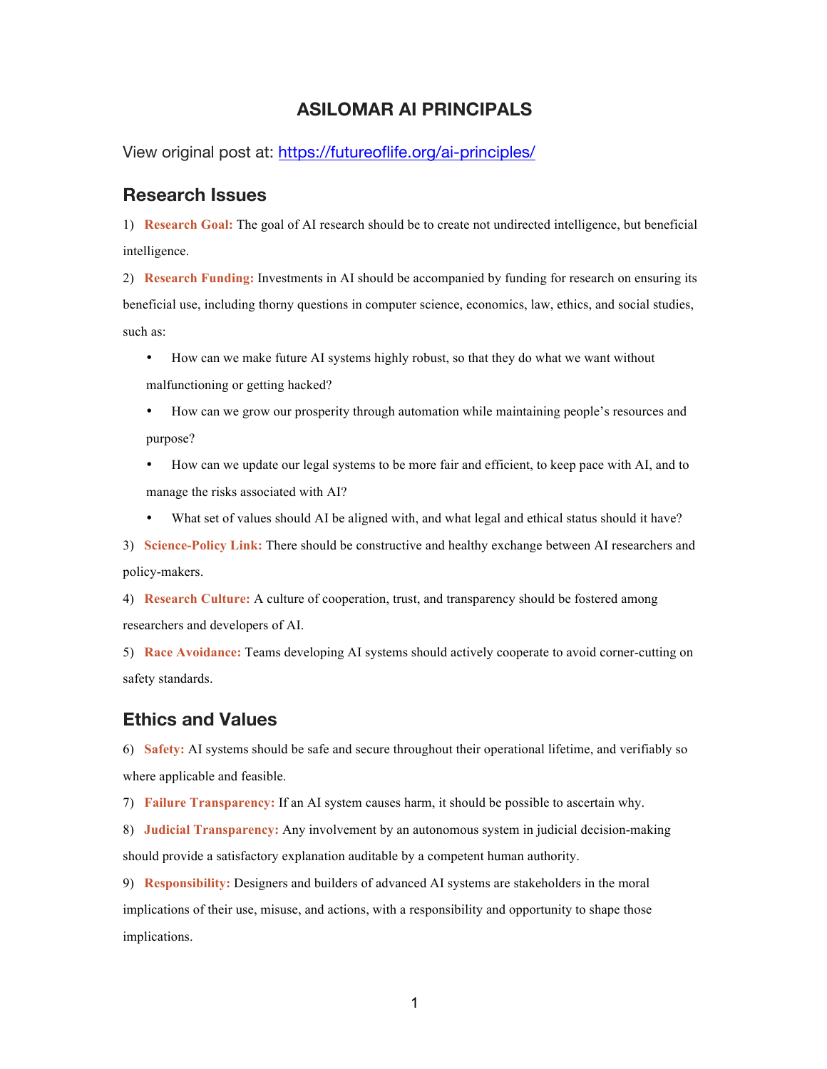# ASILOMAR AI PRINCIPALS

View original post at: [https://futureoflife.org/ai-principles/](https://futureoflife.org/ai-principles/)

## Research Issues

1) **Research Goal:** The goal of AI research should be to create not undirected intelligence, but beneficial intelligence.

2) **Research Funding:** Investments in AI should be accompanied by funding for research on ensuring its beneficial use, including thorny questions in computer science, economics, law, ethics, and social studies, such as:

- How can we make future AI systems highly robust, so that they do what we want without malfunctioning or getting hacked?
- How can we grow our prosperity through automation while maintaining people's resources and purpose?
- How can we update our legal systems to be more fair and efficient, to keep pace with AI, and to manage the risks associated with AI?
- What set of values should AI be aligned with, and what legal and ethical status should it have?

3) **Science-Policy Link:** There should be constructive and healthy exchange between AI researchers and policy-makers.

4) **Research Culture:** A culture of cooperation, trust, and transparency should be fostered among researchers and developers of AI.

5) **Race Avoidance:** Teams developing AI systems should actively cooperate to avoid corner-cutting on safety standards.

## Ethics and Values

6) **Safety:** AI systems should be safe and secure throughout their operational lifetime, and verifiably so where applicable and feasible.

7) **Failure Transparency:** If an AI system causes harm, it should be possible to ascertain why.

8) **Judicial Transparency:** Any involvement by an autonomous system in judicial decision-making should provide a satisfactory explanation auditable by a competent human authority.

9) **Responsibility:** Designers and builders of advanced AI systems are stakeholders in the moral implications of their use, misuse, and actions, with a responsibility and opportunity to shape those implications.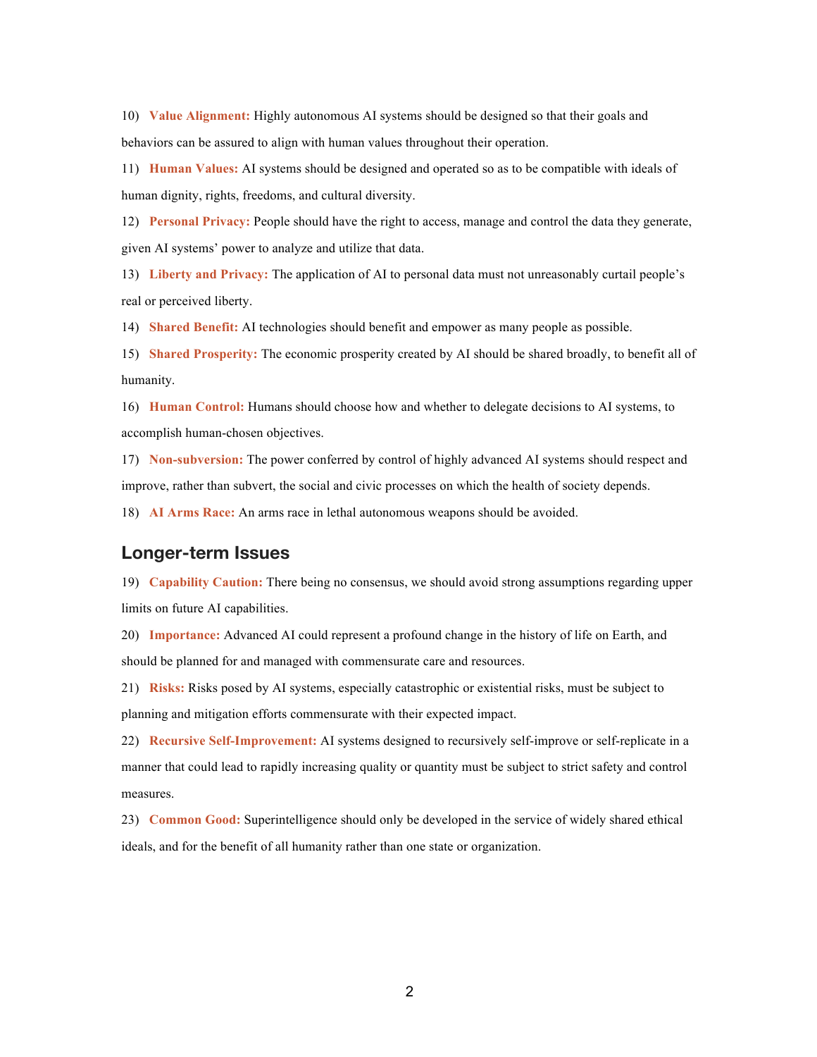10) **Value Alignment:** Highly autonomous AI systems should be designed so that their goals and behaviors can be assured to align with human values throughout their operation.

11) **Human Values:** AI systems should be designed and operated so as to be compatible with ideals of human dignity, rights, freedoms, and cultural diversity.

12) **Personal Privacy:** People should have the right to access, manage and control the data they generate, given AI systems' power to analyze and utilize that data.

13) **Liberty and Privacy:** The application of AI to personal data must not unreasonably curtail people's real or perceived liberty.

14) **Shared Benefit:** AI technologies should benefit and empower as many people as possible.

15) **Shared Prosperity:** The economic prosperity created by AI should be shared broadly, to benefit all of humanity.

16) **Human Control:** Humans should choose how and whether to delegate decisions to AI systems, to accomplish human-chosen objectives.

17) **Non-subversion:** The power conferred by control of highly advanced AI systems should respect and improve, rather than subvert, the social and civic processes on which the health of society depends.

18) **AI Arms Race:** An arms race in lethal autonomous weapons should be avoided.

## Longer-term Issues

19) **Capability Caution:** There being no consensus, we should avoid strong assumptions regarding upper limits on future AI capabilities.

20) **Importance:** Advanced AI could represent a profound change in the history of life on Earth, and should be planned for and managed with commensurate care and resources.

21) **Risks:** Risks posed by AI systems, especially catastrophic or existential risks, must be subject to planning and mitigation efforts commensurate with their expected impact.

22) **Recursive Self-Improvement:** AI systems designed to recursively self-improve or self-replicate in a manner that could lead to rapidly increasing quality or quantity must be subject to strict safety and control measures.

23) **Common Good:** Superintelligence should only be developed in the service of widely shared ethical ideals, and for the benefit of all humanity rather than one state or organization.